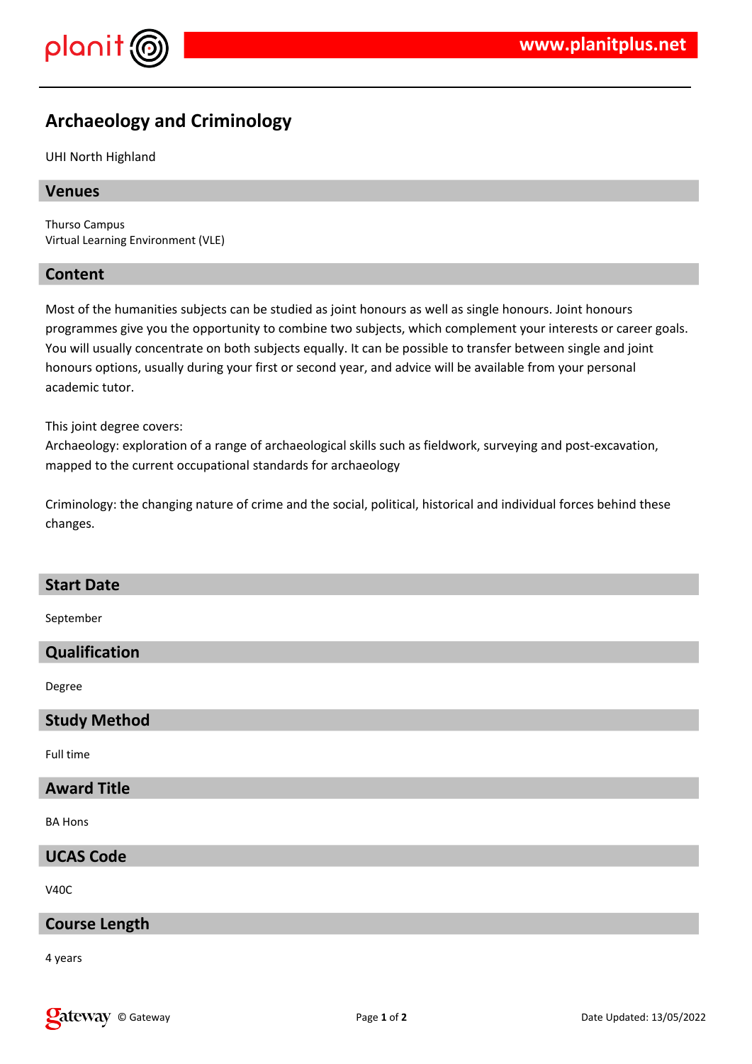# Archaeology and Criminology

UHI North Highland

## Venues

Thurso Campus
Virtual Learning Environment (VLE)

## Content

Most of the humanities subjects can be studied as joint honours as well as single honours. Joint honours programmes give you the opportunity to combine two subjects, which complement your interests or career goals. You will usually concentrate on both subjects equally. It can be possible to transfer between single and joint honours options, usually during your first or second year, and advice will be available from your personal academic tutor.

This joint degree covers:
Archaeology: exploration of a range of archaeological skills such as fieldwork, surveying and post-excavation, mapped to the current occupational standards for archaeology

Criminology: the changing nature of crime and the social, political, historical and individual forces behind these changes.

## Start Date

September

## Qualification

Degree

## Study Method

Full time

## Award Title

BA Hons

## UCAS Code

V40C

## Course Length

4 years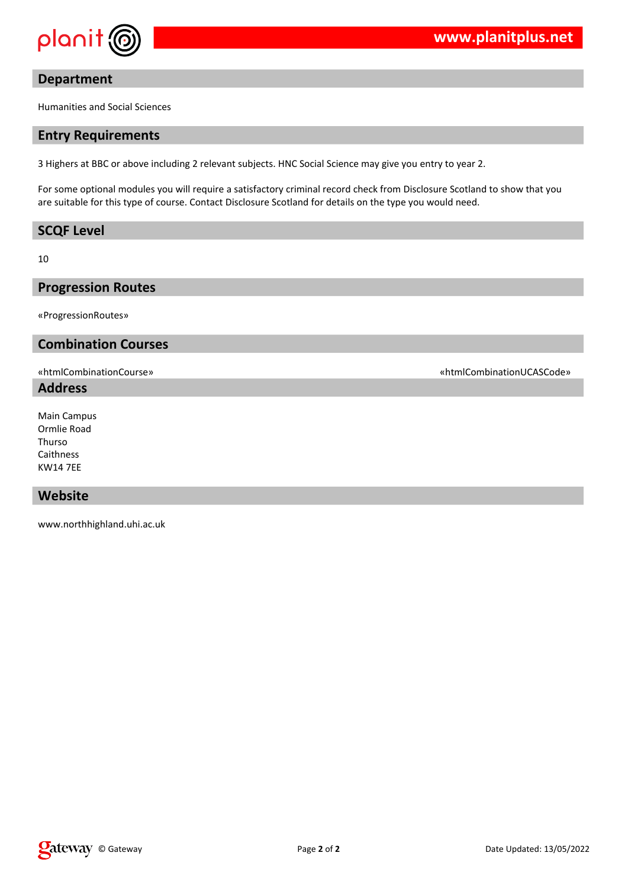## Department

Humanities and Social Sciences

## Entry Requirements

3 Highers at BBC or above including 2 relevant subjects. HNC Social Science may give you entry to year 2.

For some optional modules you will require a satisfactory criminal record check from Disclosure Scotland to show that you are suitable for this type of course. Contact Disclosure Scotland for details on the type you would need.

## SCQF Level

10

## Progression Routes

«ProgressionRoutes»

## Combination Courses

«htmlCombinationCourse» «htmlCombinationUCASCode»

## Address

Main Campus
Ormlie Road
Thurso
Caithness
KW14 7EE

## Website

www.northhighland.uhi.ac.uk

Date Updated: 13/05/2022